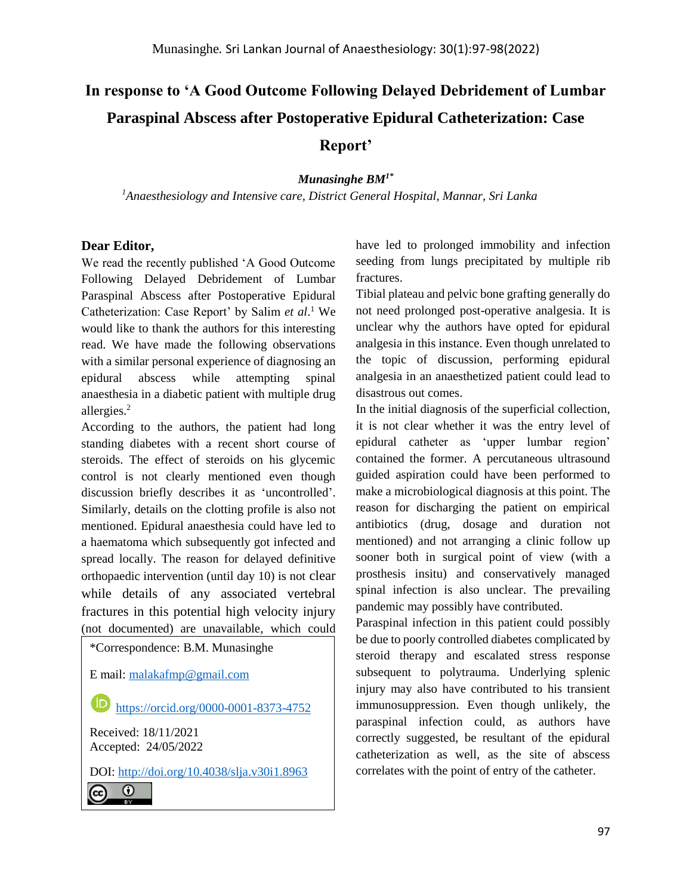# In response to 'A Good Outcome Following Delayed Debridement of Lumbar Paraspinal Abscess after Postoperative Epidural Catheterization: Case Report'

***Munasinghe BM***[1*]

[1]*Anaesthesiology and Intensive care, District General Hospital, Mannar, Sri Lanka*

**Dear Editor,**

We read the recently published 'A Good Outcome Following Delayed Debridement of Lumbar Paraspinal Abscess after Postoperative Epidural Catheterization: Case Report' by Salim *et al*.[1] We would like to thank the authors for this interesting read. We have made the following observations with a similar personal experience of diagnosing an epidural abscess while attempting spinal anaesthesia in a diabetic patient with multiple drug allergies.[2]

According to the authors, the patient had long standing diabetes with a recent short course of steroids. The effect of steroids on his glycemic control is not clearly mentioned even though discussion briefly describes it as 'uncontrolled'. Similarly, details on the clotting profile is also not mentioned. Epidural anaesthesia could have led to a haematoma which subsequently got infected and spread locally. The reason for delayed definitive orthopaedic intervention (until day 10) is not clear while details of any associated vertebral fractures in this potential high velocity injury (not documented) are unavailable, which could have led to prolonged immobility and infection seeding from lungs precipitated by multiple rib fractures.

Tibial plateau and pelvic bone grafting generally do not need prolonged post-operative analgesia. It is unclear why the authors have opted for epidural analgesia in this instance. Even though unrelated to the topic of discussion, performing epidural analgesia in an anaesthetized patient could lead to disastrous out comes.

In the initial diagnosis of the superficial collection, it is not clear whether it was the entry level of epidural catheter as 'upper lumbar region' contained the former. A percutaneous ultrasound guided aspiration could have been performed to make a microbiological diagnosis at this point. The reason for discharging the patient on empirical antibiotics (drug, dosage and duration not mentioned) and not arranging a clinic follow up sooner both in surgical point of view (with a prosthesis insitu) and conservatively managed spinal infection is also unclear. The prevailing pandemic may possibly have contributed.

Paraspinal infection in this patient could possibly be due to poorly controlled diabetes complicated by steroid therapy and escalated stress response subsequent to polytrauma. Underlying splenic injury may also have contributed to his transient immunosuppression. Even though unlikely, the paraspinal infection could, as authors have correctly suggested, be resultant of the epidural catheterization as well, as the site of abscess correlates with the point of entry of the catheter.

*Correspondence: B.M. Munasinghe

E mail: malakafmp@gmail.com

https://orcid.org/0000-0001-8373-4752

Received: 18/11/2021
Accepted: 24/05/2022

DOI: http://doi.org/10.4038/slja.v30i1.8963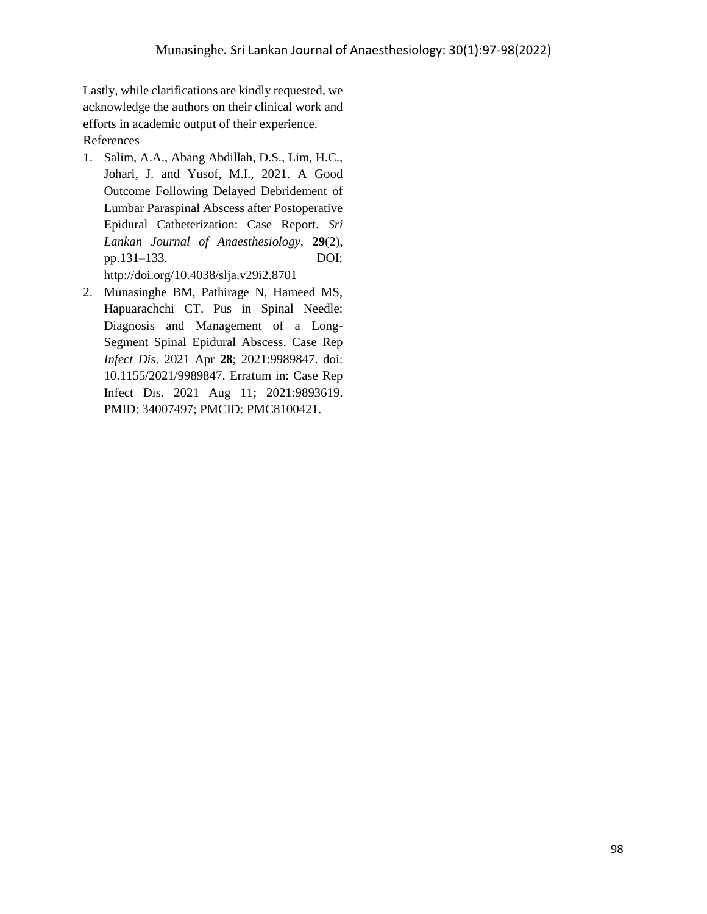Lastly, while clarifications are kindly requested, we acknowledge the authors on their clinical work and efforts in academic output of their experience.

References

1. Salim, A.A., Abang Abdillah, D.S., Lim, H.C., Johari, J. and Yusof, M.I., 2021. A Good Outcome Following Delayed Debridement of Lumbar Paraspinal Abscess after Postoperative Epidural Catheterization: Case Report. *Sri Lankan Journal of Anaesthesiology*, **29**(2), pp.131–133. DOI: http://doi.org/10.4038/slja.v29i2.8701
2. Munasinghe BM, Pathirage N, Hameed MS, Hapuarachchi CT. Pus in Spinal Needle: Diagnosis and Management of a Long-Segment Spinal Epidural Abscess. Case Rep *Infect Dis*. 2021 Apr **28**; 2021:9989847. doi: 10.1155/2021/9989847. Erratum in: Case Rep Infect Dis. 2021 Aug 11; 2021:9893619. PMID: 34007497; PMCID: PMC8100421.